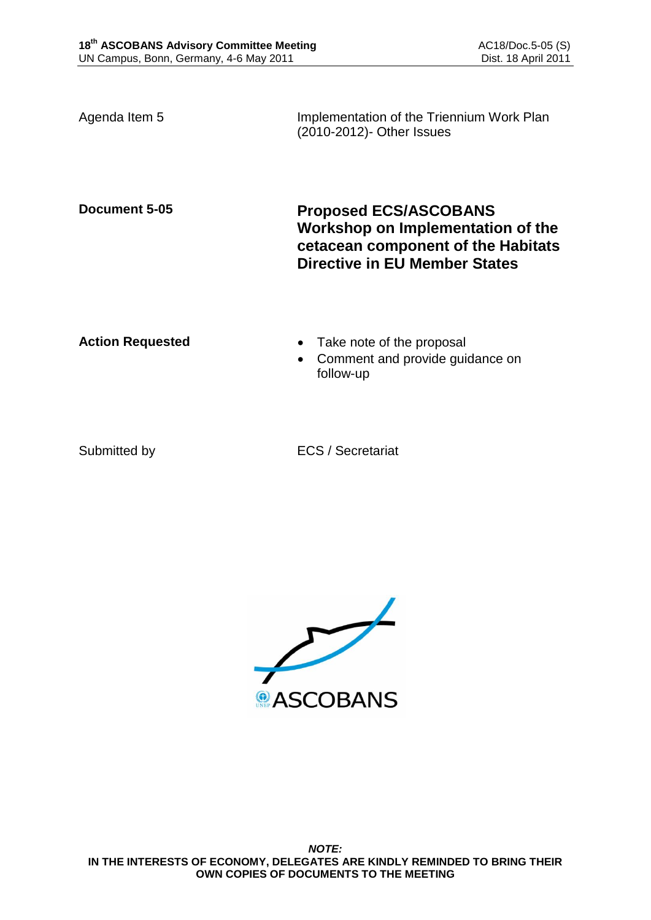| | |
|---|---|
| Agenda Item 5 | Implementation of the Triennium Work Plan (2010-2012)- Other Issues |
| **Document 5-05** | **Proposed ECS/ASCOBANS Workshop on Implementation of the cetacean component of the Habitats Directive in EU Member States** |
| **Action Requested** | • Take note of the proposal<br>• Comment and provide guidance on follow-up |
| Submitted by | ECS / Secretariat |

***NOTE:***
**IN THE INTERESTS OF ECONOMY, DELEGATES ARE KINDLY REMINDED TO BRING THEIR OWN COPIES OF DOCUMENTS TO THE MEETING**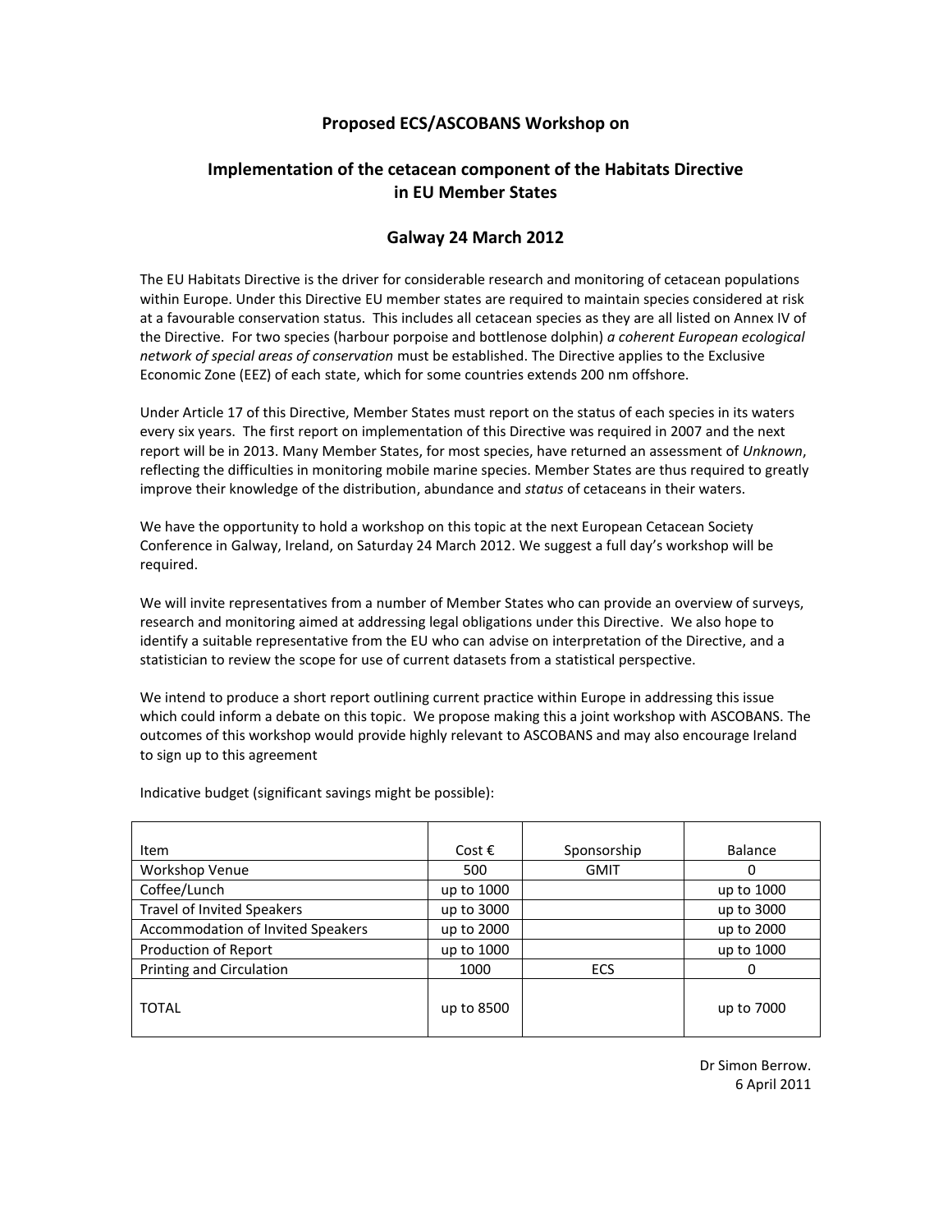## Proposed ECS/ASCOBANS Workshop on

## Implementation of the cetacean component of the Habitats Directive in EU Member States

## Galway 24 March 2012

The EU Habitats Directive is the driver for considerable research and monitoring of cetacean populations within Europe. Under this Directive EU member states are required to maintain species considered at risk at a favourable conservation status. This includes all cetacean species as they are all listed on Annex IV of the Directive. For two species (harbour porpoise and bottlenose dolphin) *a coherent European ecological network of special areas of conservation* must be established. The Directive applies to the Exclusive Economic Zone (EEZ) of each state, which for some countries extends 200 nm offshore.

Under Article 17 of this Directive, Member States must report on the status of each species in its waters every six years. The first report on implementation of this Directive was required in 2007 and the next report will be in 2013. Many Member States, for most species, have returned an assessment of *Unknown*, reflecting the difficulties in monitoring mobile marine species. Member States are thus required to greatly improve their knowledge of the distribution, abundance and *status* of cetaceans in their waters.

We have the opportunity to hold a workshop on this topic at the next European Cetacean Society Conference in Galway, Ireland, on Saturday 24 March 2012. We suggest a full day's workshop will be required.

We will invite representatives from a number of Member States who can provide an overview of surveys, research and monitoring aimed at addressing legal obligations under this Directive. We also hope to identify a suitable representative from the EU who can advise on interpretation of the Directive, and a statistician to review the scope for use of current datasets from a statistical perspective.

We intend to produce a short report outlining current practice within Europe in addressing this issue which could inform a debate on this topic. We propose making this a joint workshop with ASCOBANS. The outcomes of this workshop would provide highly relevant to ASCOBANS and may also encourage Ireland to sign up to this agreement

Indicative budget (significant savings might be possible):

| Item | Cost € | Sponsorship | Balance |
|---|---|---|---|
| Workshop Venue | 500 | GMIT | 0 |
| Coffee/Lunch | up to 1000 | | up to 1000 |
| Travel of Invited Speakers | up to 3000 | | up to 3000 |
| Accommodation of Invited Speakers | up to 2000 | | up to 2000 |
| Production of Report | up to 1000 | | up to 1000 |
| Printing and Circulation | 1000 | ECS | 0 |
| TOTAL | up to 8500 | | up to 7000 |

Dr Simon Berrow.
6 April 2011